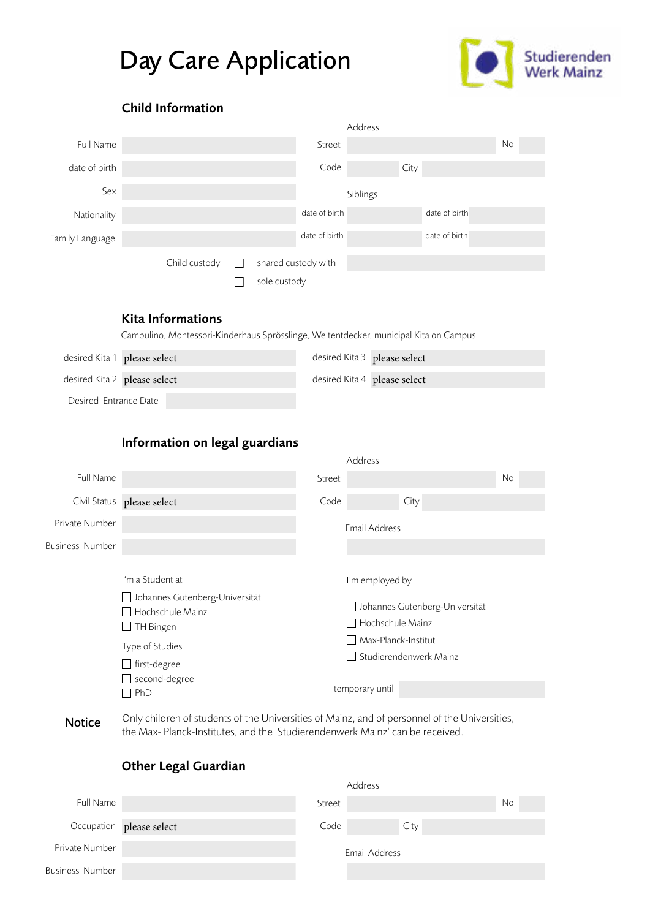# Day Care Application

Studierenden Werk Mainz

## Child Information

| | | Address | | | |
|---|---|---|---|---|---|
| Full Name | | Street | | No | |
| date of birth | | Code | | City | |
| Sex | | Siblings | | | |
| Nationality | | date of birth | | date of birth | |
| Family Language | | date of birth | | date of birth | |

Child custody
- ☐ shared custody with
- ☐ sole custody

## Kita Informations

Campulino, Montessori-Kinderhaus Sprösslinge, Weltentdecker, municipal Kita on Campus

| | | | |
|---|---|---|---|
| desired Kita 1 | please select | desired Kita 3 | please select |
| desired Kita 2 | please select | desired Kita 4 | please select |
| Desired Entrance Date | | | |

## Information on legal guardians

| | | Address | | | |
|---|---|---|---|---|---|
| Full Name | | Street | | No | |
| Civil Status | please select | Code | | City | |
| Private Number | | Email Address | | | |
| Business Number | | | | | |

I'm a Student at
- ☐ Johannes Gutenberg-Universität
- ☐ Hochschule Mainz
- ☐ TH Bingen

Type of Studies
- ☐ first-degree
- ☐ second-degree
- ☐ PhD

I'm employed by
- ☐ Johannes Gutenberg-Universität
- ☐ Hochschule Mainz
- ☐ Max-Planck-Institut
- ☐ Studierendenwerk Mainz

temporary until

**Notice** Only children of students of the Universities of Mainz, and of personnel of the Universities, the Max- Planck-Institutes, and the 'Studierendenwerk Mainz' can be received.

## Other Legal Guardian

| | | Address | | | |
|---|---|---|---|---|---|
| Full Name | | Street | | No | |
| Occupation | please select | Code | | City | |
| Private Number | | Email Address | | | |
| Business Number | | | | | |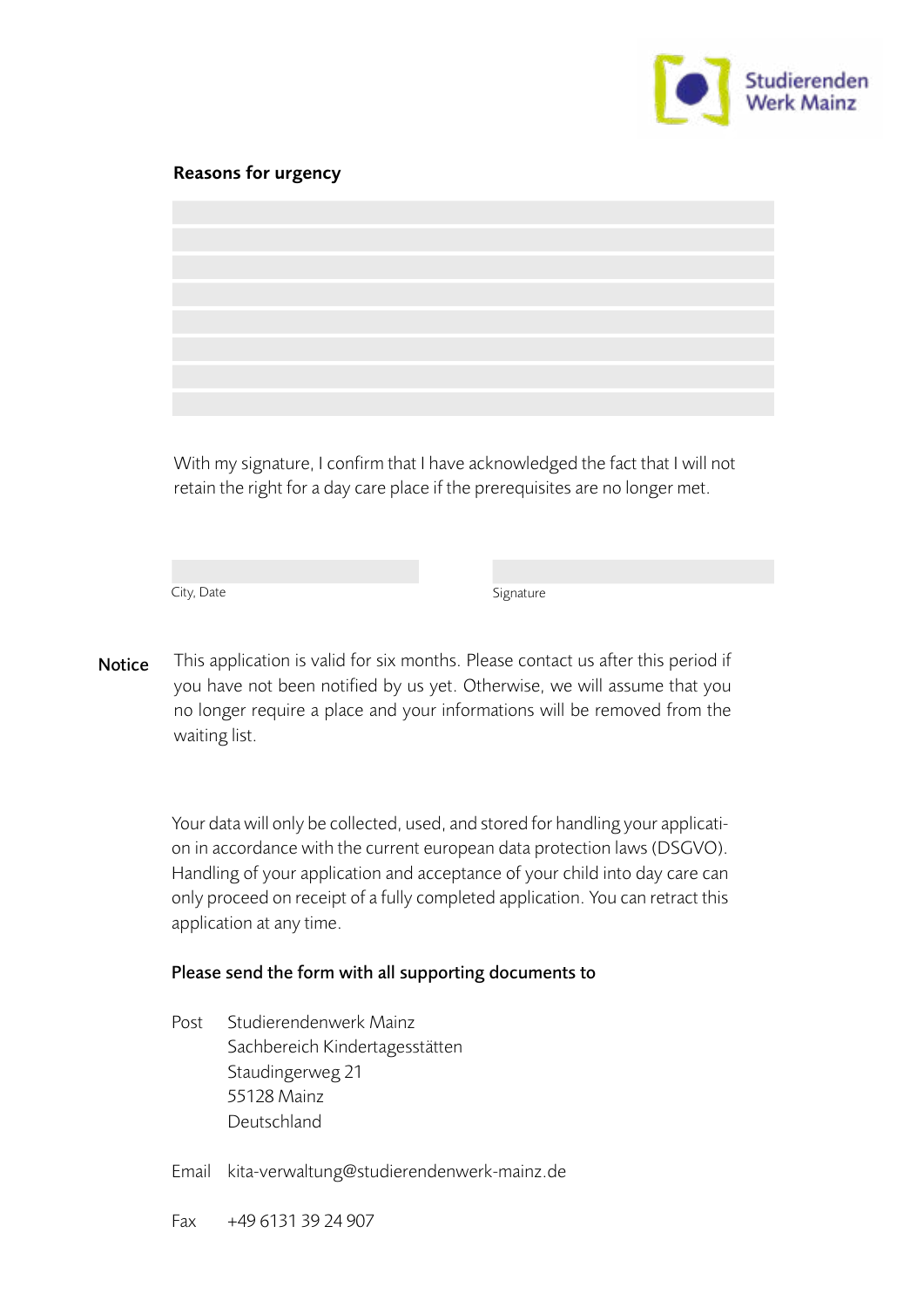## Reasons for urgency

With my signature, I confirm that I have acknowledged the fact that I will not retain the right for a day care place if the prerequisites are no longer met.

City, Date

Signature

**Notice** This application is valid for six months. Please contact us after this period if you have not been notified by us yet. Otherwise, we will assume that you no longer require a place and your informations will be removed from the waiting list.

Your data will only be collected, used, and stored for handling your application in accordance with the current european data protection laws (DSGVO). Handling of your application and acceptance of your child into day care can only proceed on receipt of a fully completed application. You can retract this application at any time.

**Please send the form with all supporting documents to**

Post Studierendenwerk Mainz
Sachbereich Kindertagesstätten
Staudingerweg 21
55128 Mainz
Deutschland

Email kita-verwaltung@studierendenwerk-mainz.de

Fax +49 6131 39 24 907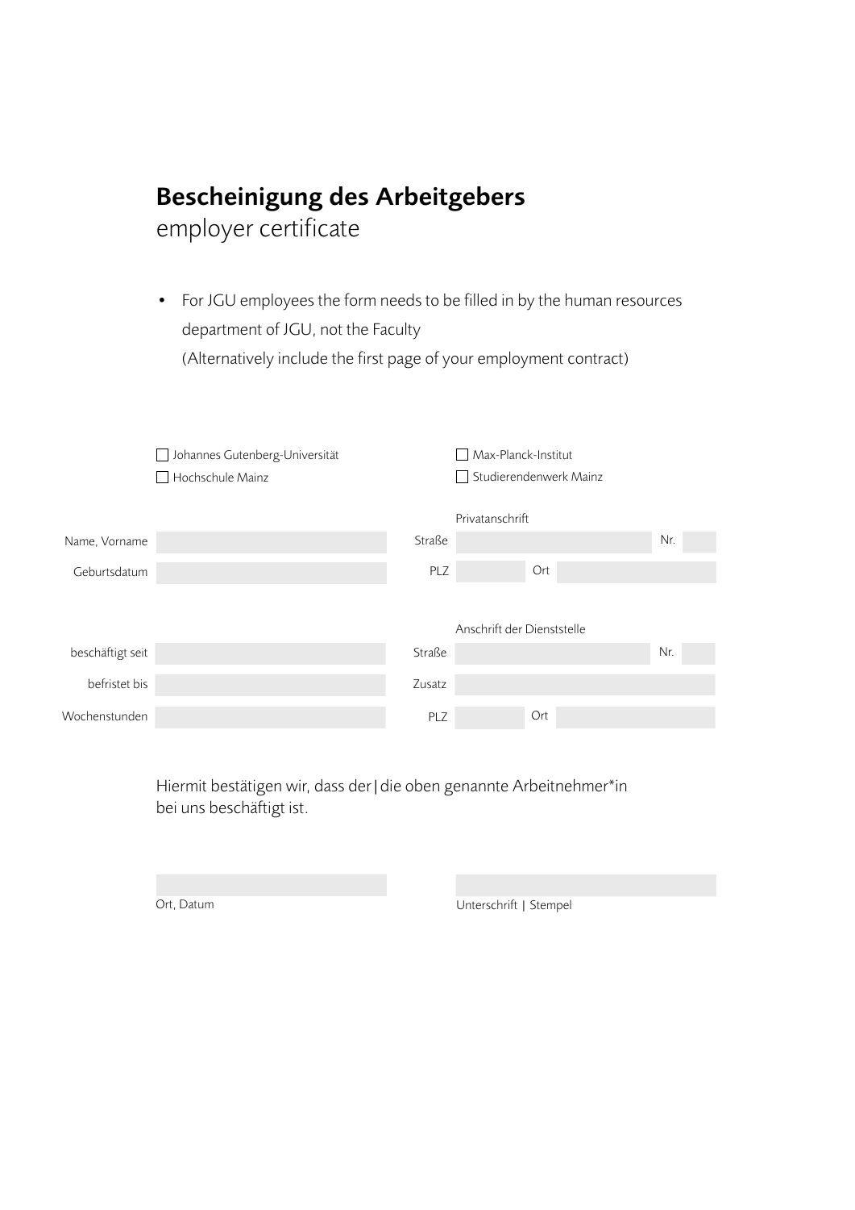# Bescheinigung des Arbeitgebers

employer certificate

- For JGU employees the form needs to be filled in by the human resources department of JGU, not the Faculty
  (Alternatively include the first page of your employment contract)

☐ Johannes Gutenberg-Universität
☐ Hochschule Mainz
☐ Max-Planck-Institut
☐ Studierendenwerk Mainz

| | | | |
|---|---|---|---|
| Name, Vorname | | Privatanschrift | |
| | | Straße | Nr. |
| Geburtsdatum | | PLZ | Ort |
| beschäftigt seit | | Anschrift der Dienststelle | |
| | | Straße | Nr. |
| befristet bis | | Zusatz | |
| Wochenstunden | | PLZ | Ort |

Hiermit bestätigen wir, dass der|die oben genannte Arbeitnehmer*in bei uns beschäftigt ist.

Ort, Datum

Unterschrift | Stempel